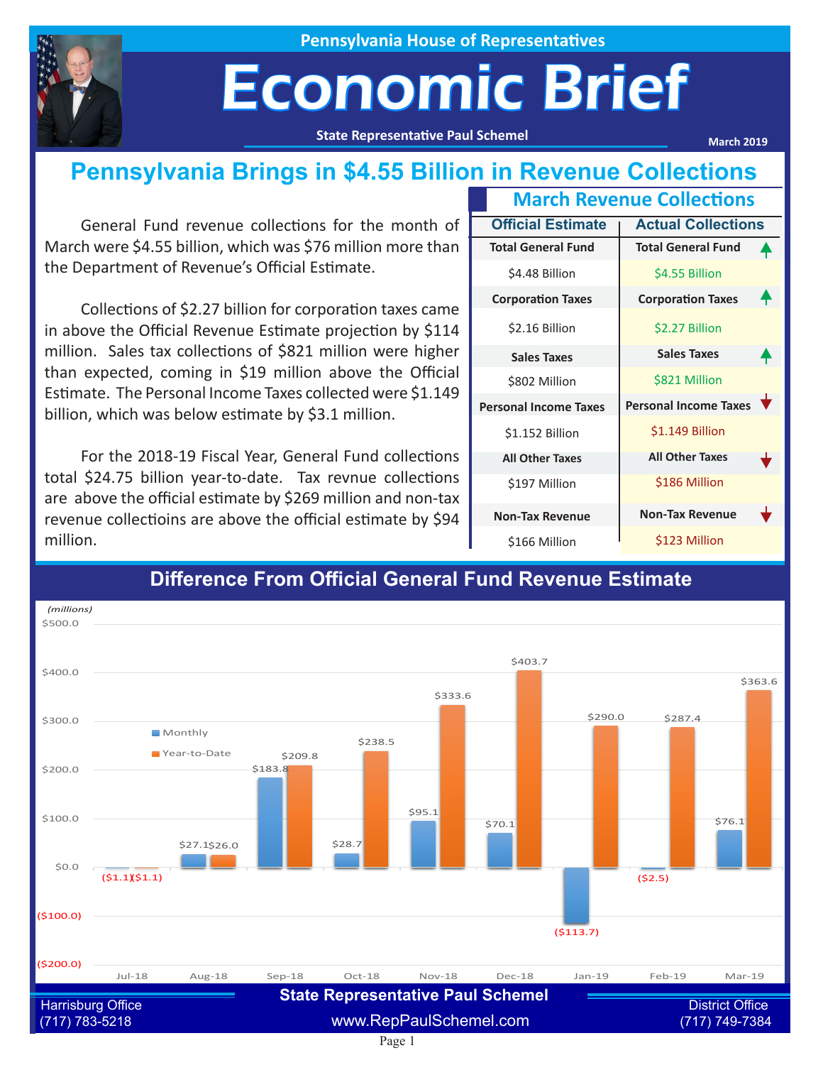Pennsylvania House of Representatives

# Economic Brief

State Representative Paul Schemel

March 2019

## Pennsylvania Brings in $4.55 Billion in Revenue Collections

General Fund revenue collections for the month of March were $4.55 billion, which was $76 million more than the Department of Revenue's Official Estimate.

Collections of $2.27 billion for corporation taxes came in above the Official Revenue Estimate projection by $114 million. Sales tax collections of $821 million were higher than expected, coming in $19 million above the Official Estimate. The Personal Income Taxes collected were $1.149 billion, which was below estimate by $3.1 million.

For the 2018-19 Fiscal Year, General Fund collections total $24.75 billion year-to-date. Tax revnue collections are above the official estimate by $269 million and non-tax revenue collectioins are above the official estimate by $94 million.

### March Revenue Collections

| | Official Estimate | Actual Collections |
|---|---|---|
| Total General Fund | $4.48 Billion | $4.55 Billion ▲ |
| Corporation Taxes | $2.16 Billion | $2.27 Billion ▲ |
| Sales Taxes | $802 Million | $821 Million ▲ |
| Personal Income Taxes | $1.152 Billion | $1.149 Billion ▼ |
| All Other Taxes | $197 Million | $186 Million ▼ |
| Non-Tax Revenue | $166 Million | $123 Million ▼ |

### Difference From Official General Fund Revenue Estimate

*(millions)*

| Month | Monthly | Year-to-Date |
|---|---|---|
| Jul-18 | ($1.1) | ($1.1) |
| Aug-18 | $27.1 | $26.0 |
| Sep-18 | $183.8 | $209.8 |
| Oct-18 | $28.7 | $238.5 |
| Nov-18 | $95.1 | $333.6 |
| Dec-18 | $70.1 | $403.7 |
| Jan-19 | ($113.7) | $290.0 |
| Feb-19 | ($2.5) | $287.4 |
| Mar-19 | $76.1 | $363.6 |

State Representative Paul Schemel

Harrisburg Office (717) 783-5218

www.RepPaulSchemel.com

District Office (717) 749-7384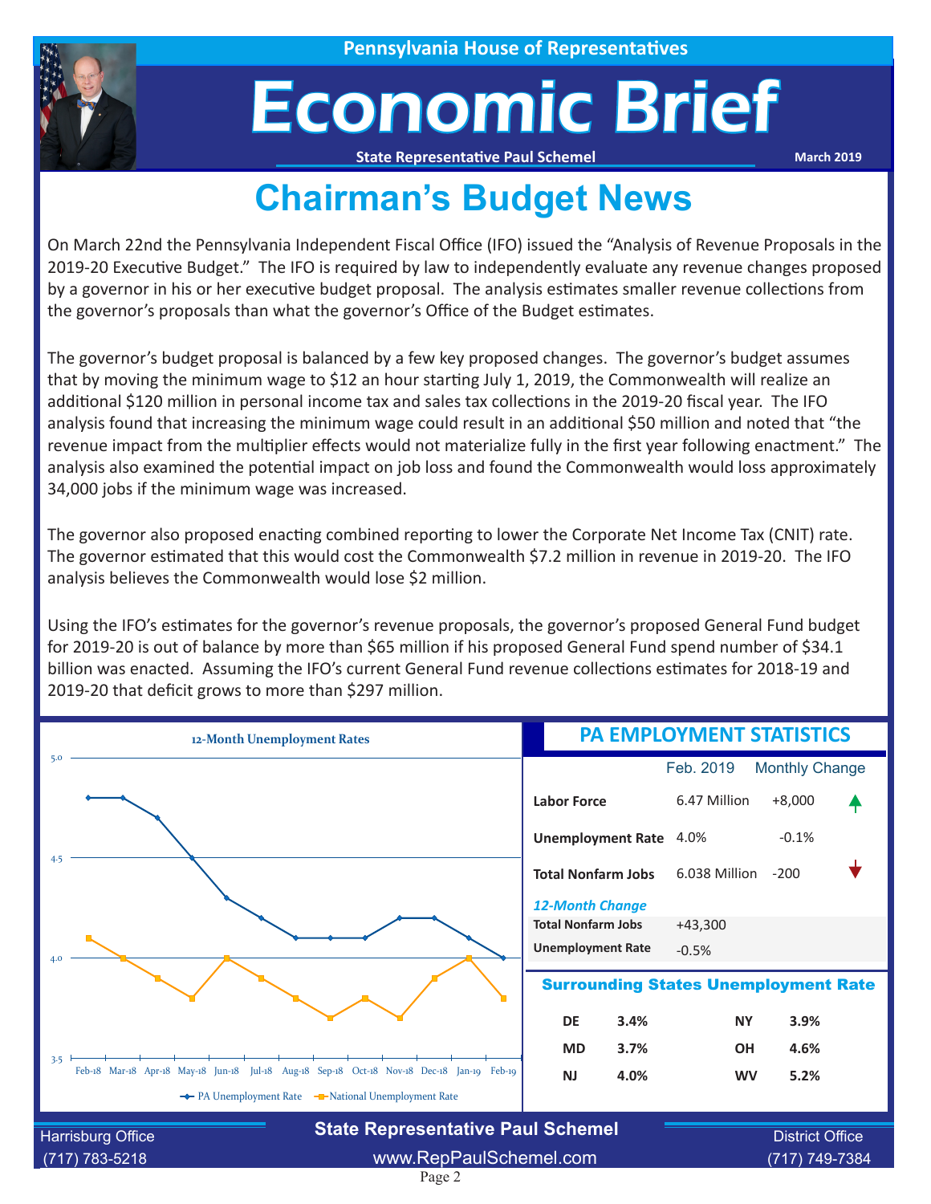Pennsylvania House of Representatives

# Economic Brief

State Representative Paul Schemel

March 2019

## Chairman's Budget News

On March 22nd the Pennsylvania Independent Fiscal Office (IFO) issued the "Analysis of Revenue Proposals in the 2019-20 Executive Budget." The IFO is required by law to independently evaluate any revenue changes proposed by a governor in his or her executive budget proposal. The analysis estimates smaller revenue collections from the governor's proposals than what the governor's Office of the Budget estimates.

The governor's budget proposal is balanced by a few key proposed changes. The governor's budget assumes that by moving the minimum wage to $12 an hour starting July 1, 2019, the Commonwealth will realize an additional $120 million in personal income tax and sales tax collections in the 2019-20 fiscal year. The IFO analysis found that increasing the minimum wage could result in an additional $50 million and noted that "the revenue impact from the multiplier effects would not materialize fully in the first year following enactment." The analysis also examined the potential impact on job loss and found the Commonwealth would loss approximately 34,000 jobs if the minimum wage was increased.

The governor also proposed enacting combined reporting to lower the Corporate Net Income Tax (CNIT) rate. The governor estimated that this would cost the Commonwealth $7.2 million in revenue in 2019-20. The IFO analysis believes the Commonwealth would lose $2 million.

Using the IFO's estimates for the governor's revenue proposals, the governor's proposed General Fund budget for 2019-20 is out of balance by more than $65 million if his proposed General Fund spend number of $34.1 billion was enacted. Assuming the IFO's current General Fund revenue collections estimates for 2018-19 and 2019-20 that deficit grows to more than $297 million.

**12-Month Unemployment Rates**

5.0
4.5
4.0
3.5

Feb-18 Mar-18 Apr-18 May-18 Jun-18 Jul-18 Aug-18 Sep-18 Oct-18 Nov-18 Dec-18 Jan-19 Feb-19

PA Unemployment Rate — National Unemployment Rate

## PA EMPLOYMENT STATISTICS

| | Feb. 2019 | Monthly Change |
|---|---|---|
| **Labor Force** | 6.47 Million | +8,000 ▲ |
| **Unemployment Rate** | 4.0% | -0.1% |
| **Total Nonfarm Jobs** | 6.038 Million | -200 ▼ |

*12-Month Change*

| | |
|---|---|
| **Total Nonfarm Jobs** | +43,300 |
| **Unemployment Rate** | -0.5% |

### Surrounding States Unemployment Rate

| | | | |
|---|---|---|---|
| **DE** | **3.4%** | **NY** | **3.9%** |
| **MD** | **3.7%** | **OH** | **4.6%** |
| **NJ** | **4.0%** | **WV** | **5.2%** |

Harrisburg Office (717) 783-5218

**State Representative Paul Schemel**

www.RepPaulSchemel.com

District Office (717) 749-7384